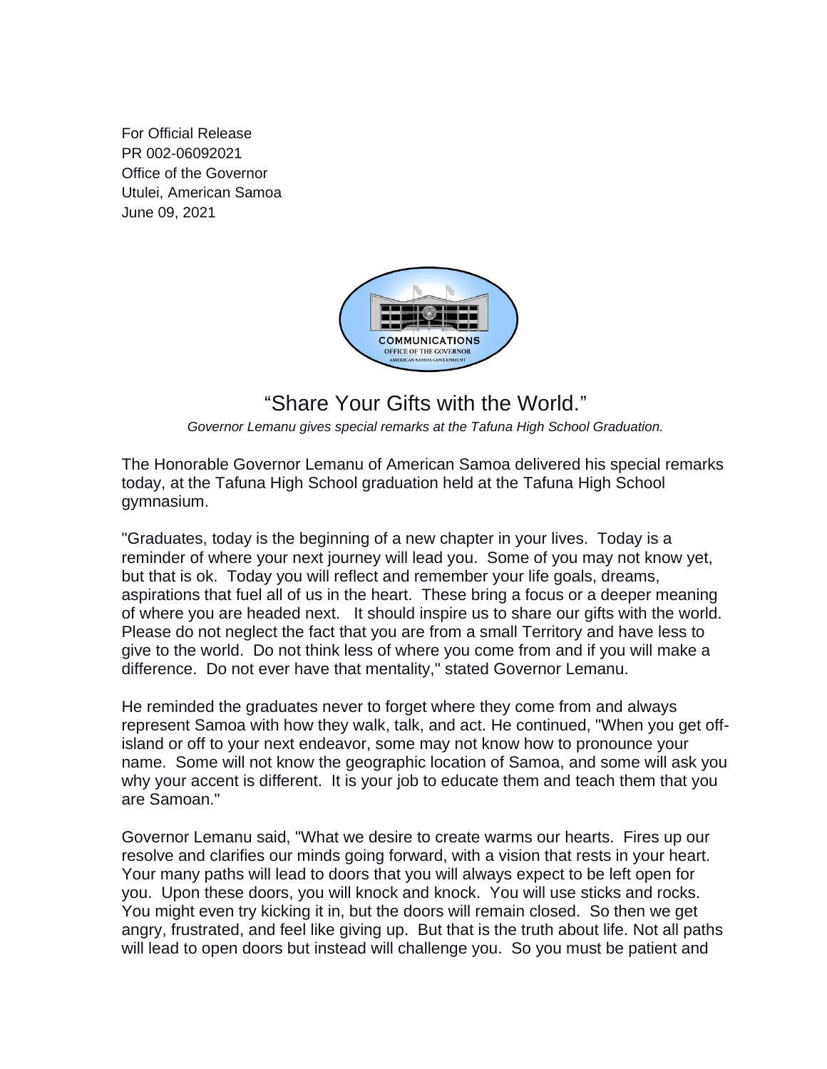For Official Release
PR 002-06092021
Office of the Governor
Utulei, American Samoa
June 09, 2021

# "Share Your Gifts with the World."

*Governor Lemanu gives special remarks at the Tafuna High School Graduation.*

The Honorable Governor Lemanu of American Samoa delivered his special remarks today, at the Tafuna High School graduation held at the Tafuna High School gymnasium.

"Graduates, today is the beginning of a new chapter in your lives. Today is a reminder of where your next journey will lead you. Some of you may not know yet, but that is ok. Today you will reflect and remember your life goals, dreams, aspirations that fuel all of us in the heart. These bring a focus or a deeper meaning of where you are headed next. It should inspire us to share our gifts with the world. Please do not neglect the fact that you are from a small Territory and have less to give to the world. Do not think less of where you come from and if you will make a difference. Do not ever have that mentality," stated Governor Lemanu.

He reminded the graduates never to forget where they come from and always represent Samoa with how they walk, talk, and act. He continued, "When you get off-island or off to your next endeavor, some may not know how to pronounce your name. Some will not know the geographic location of Samoa, and some will ask you why your accent is different. It is your job to educate them and teach them that you are Samoan."

Governor Lemanu said, "What we desire to create warms our hearts. Fires up our resolve and clarifies our minds going forward, with a vision that rests in your heart. Your many paths will lead to doors that you will always expect to be left open for you. Upon these doors, you will knock and knock. You will use sticks and rocks. You might even try kicking it in, but the doors will remain closed. So then we get angry, frustrated, and feel like giving up. But that is the truth about life. Not all paths will lead to open doors but instead will challenge you. So you must be patient and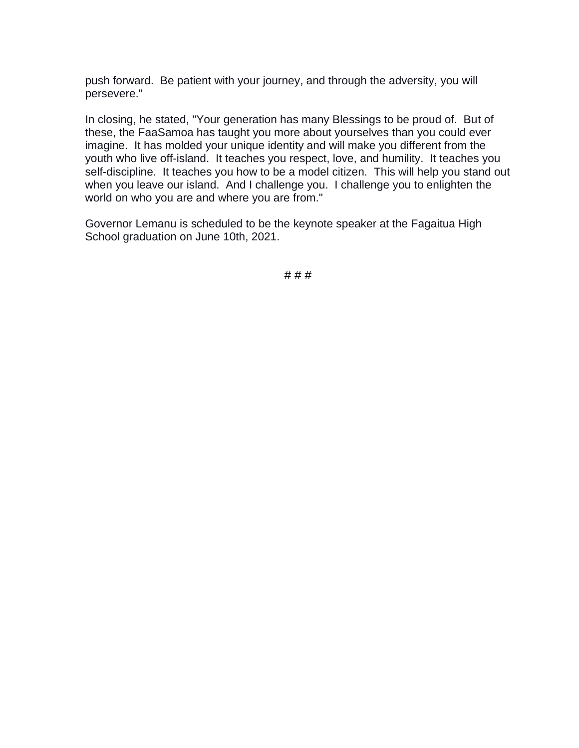push forward. Be patient with your journey, and through the adversity, you will persevere."

In closing, he stated, "Your generation has many Blessings to be proud of. But of these, the FaaSamoa has taught you more about yourselves than you could ever imagine. It has molded your unique identity and will make you different from the youth who live off-island. It teaches you respect, love, and humility. It teaches you self-discipline. It teaches you how to be a model citizen. This will help you stand out when you leave our island. And I challenge you. I challenge you to enlighten the world on who you are and where you are from."

Governor Lemanu is scheduled to be the keynote speaker at the Fagaitua High School graduation on June 10th, 2021.

# # #